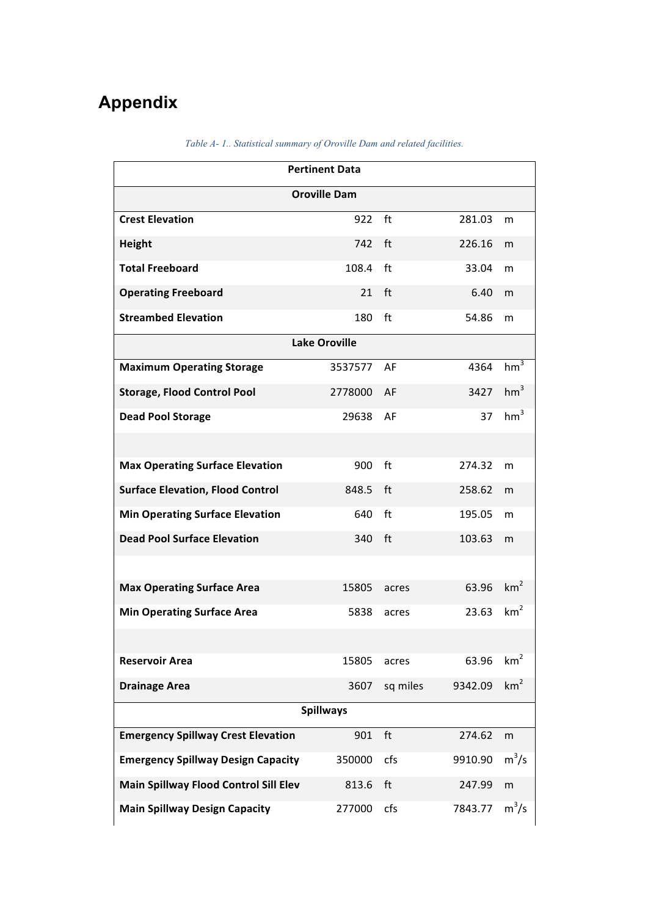# Appendix

*Table A- 1.. Statistical summary of Oroville Dam and related facilities.*

| Pertinent Data | | | | |
|---|---|---|---|---|
| **Oroville Dam** | | | | |
| **Crest Elevation** | 922 | ft | 281.03 | m |
| **Height** | 742 | ft | 226.16 | m |
| **Total Freeboard** | 108.4 | ft | 33.04 | m |
| **Operating Freeboard** | 21 | ft | 6.40 | m |
| **Streambed Elevation** | 180 | ft | 54.86 | m |
| **Lake Oroville** | | | | |
| **Maximum Operating Storage** | 3537577 | AF | 4364 | $hm^3$ |
| **Storage, Flood Control Pool** | 2778000 | AF | 3427 | $hm^3$ |
| **Dead Pool Storage** | 29638 | AF | 37 | $hm^3$ |
| | | | | |
| **Max Operating Surface Elevation** | 900 | ft | 274.32 | m |
| **Surface Elevation, Flood Control** | 848.5 | ft | 258.62 | m |
| **Min Operating Surface Elevation** | 640 | ft | 195.05 | m |
| **Dead Pool Surface Elevation** | 340 | ft | 103.63 | m |
| | | | | |
| **Max Operating Surface Area** | 15805 | acres | 63.96 | $km^2$ |
| **Min Operating Surface Area** | 5838 | acres | 23.63 | $km^2$ |
| | | | | |
| **Reservoir Area** | 15805 | acres | 63.96 | $km^2$ |
| **Drainage Area** | 3607 | sq miles | 9342.09 | $km^2$ |
| **Spillways** | | | | |
| **Emergency Spillway Crest Elevation** | 901 | ft | 274.62 | m |
| **Emergency Spillway Design Capacity** | 350000 | cfs | 9910.90 | $m^3/s$ |
| **Main Spillway Flood Control Sill Elev** | 813.6 | ft | 247.99 | m |
| **Main Spillway Design Capacity** | 277000 | cfs | 7843.77 | $m^3/s$ |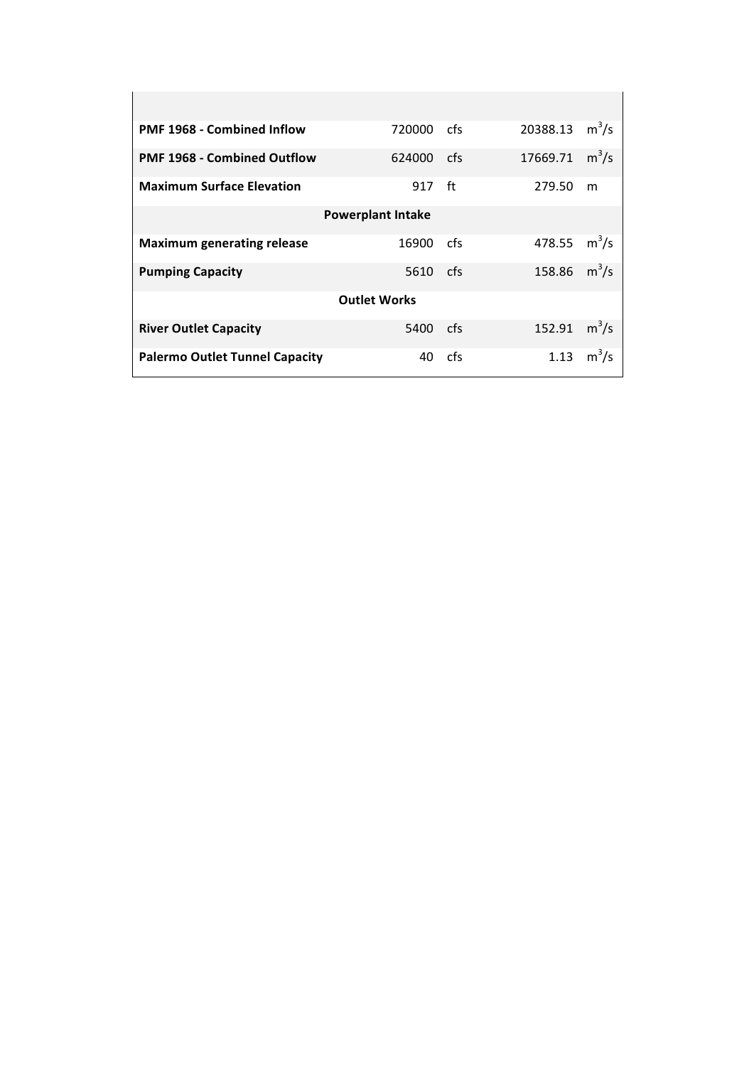| | | | | |
|---|---|---|---|---|
| **PMF 1968 - Combined Inflow** | 720000 | cfs | 20388.13 | $m^3/s$ |
| **PMF 1968 - Combined Outflow** | 624000 | cfs | 17669.71 | $m^3/s$ |
| **Maximum Surface Elevation** | 917 | ft | 279.50 | m |
| **Powerplant Intake** | | | | |
| **Maximum generating release** | 16900 | cfs | 478.55 | $m^3/s$ |
| **Pumping Capacity** | 5610 | cfs | 158.86 | $m^3/s$ |
| **Outlet Works** | | | | |
| **River Outlet Capacity** | 5400 | cfs | 152.91 | $m^3/s$ |
| **Palermo Outlet Tunnel Capacity** | 40 | cfs | 1.13 | $m^3/s$ |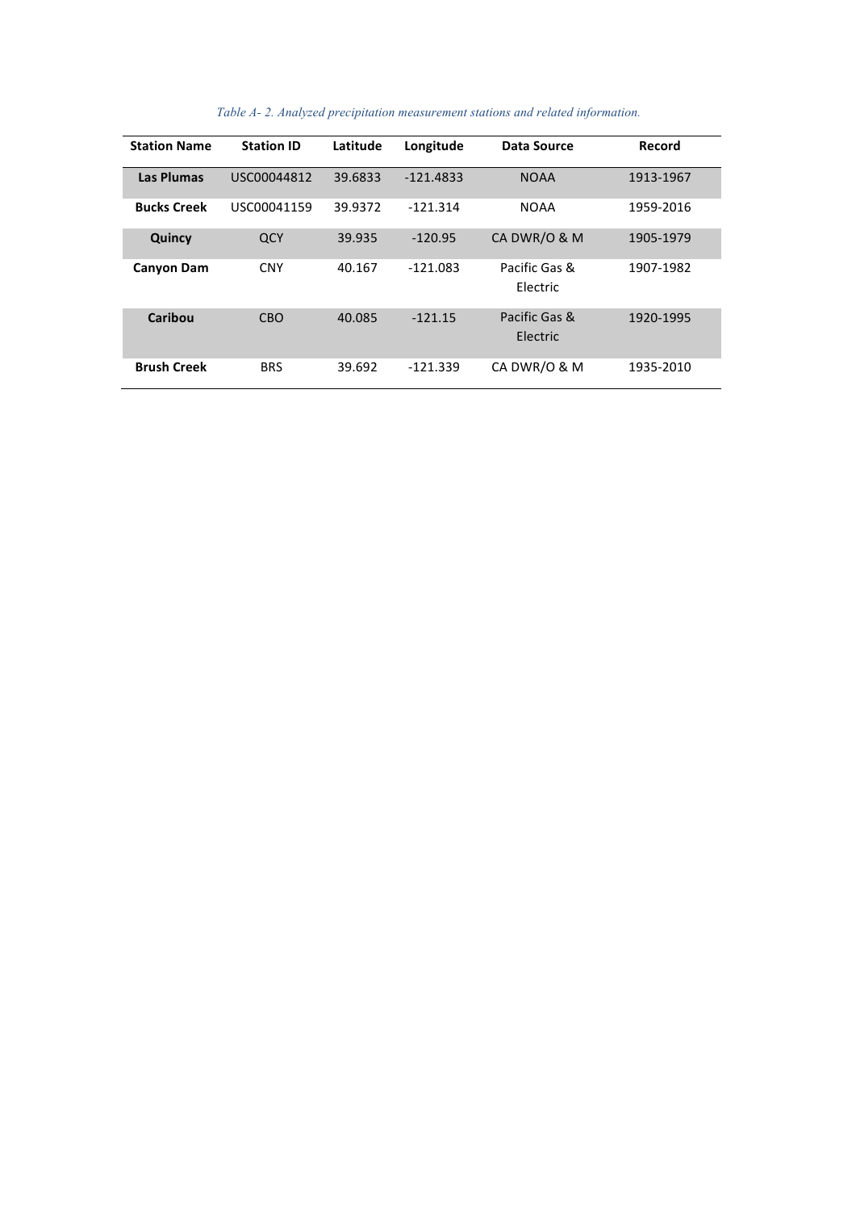*Table A- 2. Analyzed precipitation measurement stations and related information.*

| Station Name | Station ID | Latitude | Longitude | Data Source | Record |
|---|---|---|---|---|---|
| **Las Plumas** | USC00044812 | 39.6833 | -121.4833 | NOAA | 1913-1967 |
| **Bucks Creek** | USC00041159 | 39.9372 | -121.314 | NOAA | 1959-2016 |
| **Quincy** | QCY | 39.935 | -120.95 | CA DWR/O & M | 1905-1979 |
| **Canyon Dam** | CNY | 40.167 | -121.083 | Pacific Gas & Electric | 1907-1982 |
| **Caribou** | CBO | 40.085 | -121.15 | Pacific Gas & Electric | 1920-1995 |
| **Brush Creek** | BRS | 39.692 | -121.339 | CA DWR/O & M | 1935-2010 |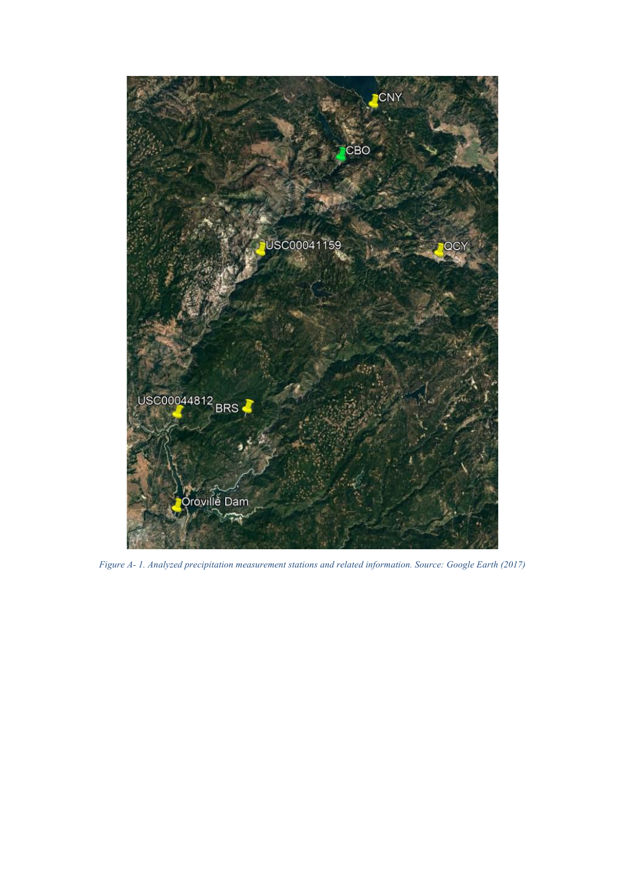*Figure A- 1. Analyzed precipitation measurement stations and related information. Source: Google Earth (2017)*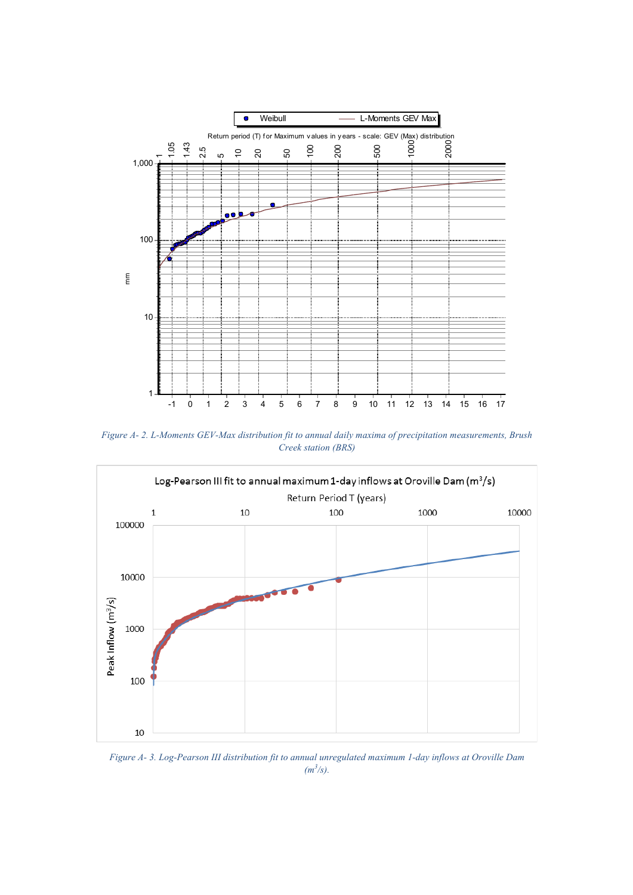Figure A- 2. L-Moments GEV-Max distribution fit to annual daily maxima of precipitation measurements, Brush Creek station (BRS)

Figure A- 3. Log-Pearson III distribution fit to annual unregulated maximum 1-day inflows at Oroville Dam ($m^3/s$).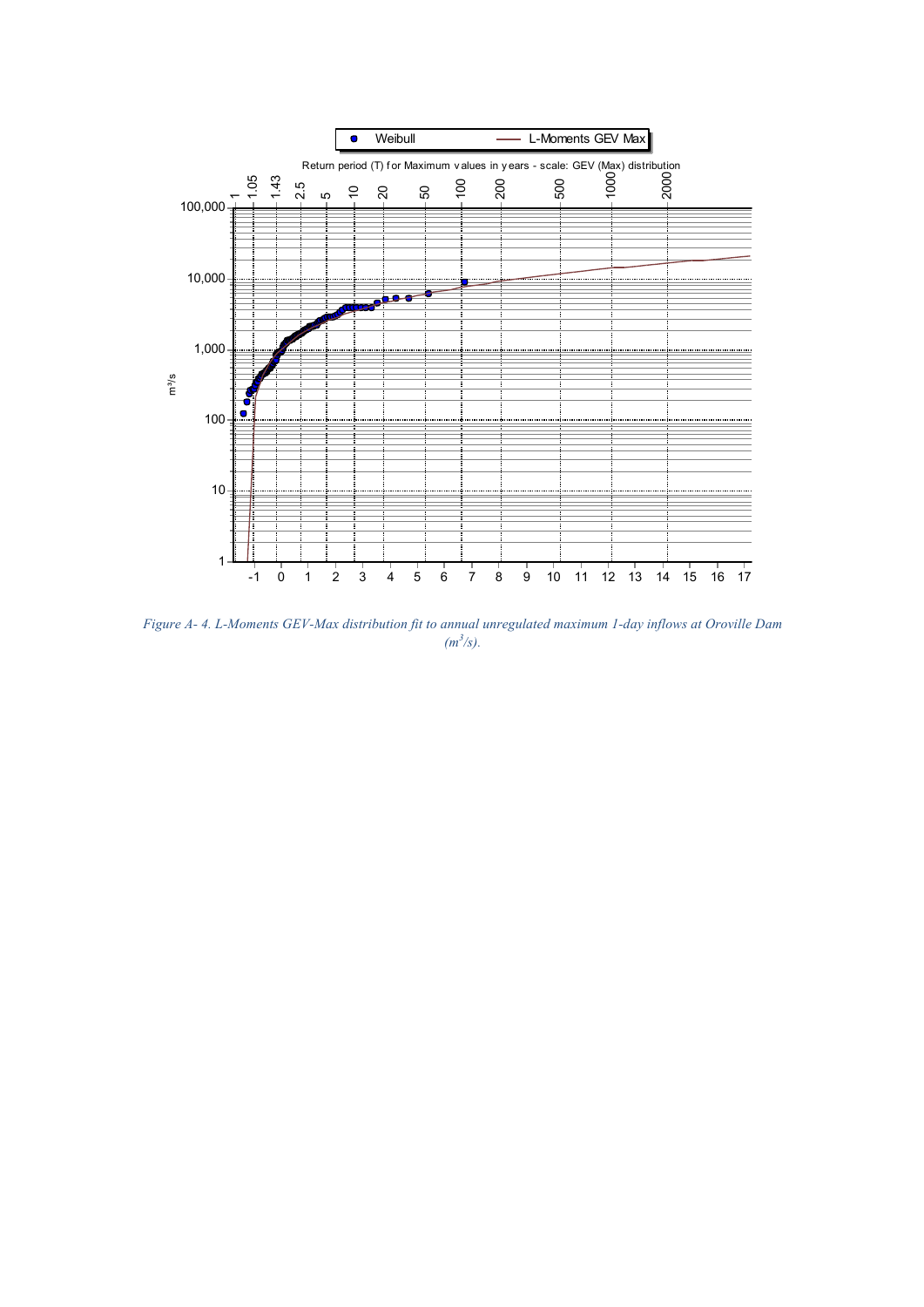Weibull

L-Moments GEV Max

Return period (T) for Maximum values in years - scale: GEV (Max) distribution

1 1.05 1.43 2.5 5 10 20 50 100 200 500 1000 2000

100,000

10,000

1,000

100

10

1

m³/s

-1 0 1 2 3 4 5 6 7 8 9 10 11 12 13 14 15 16 17

*Figure A- 4. L-Moments GEV-Max distribution fit to annual unregulated maximum 1-day inflows at Oroville Dam ($m^3/s$).*